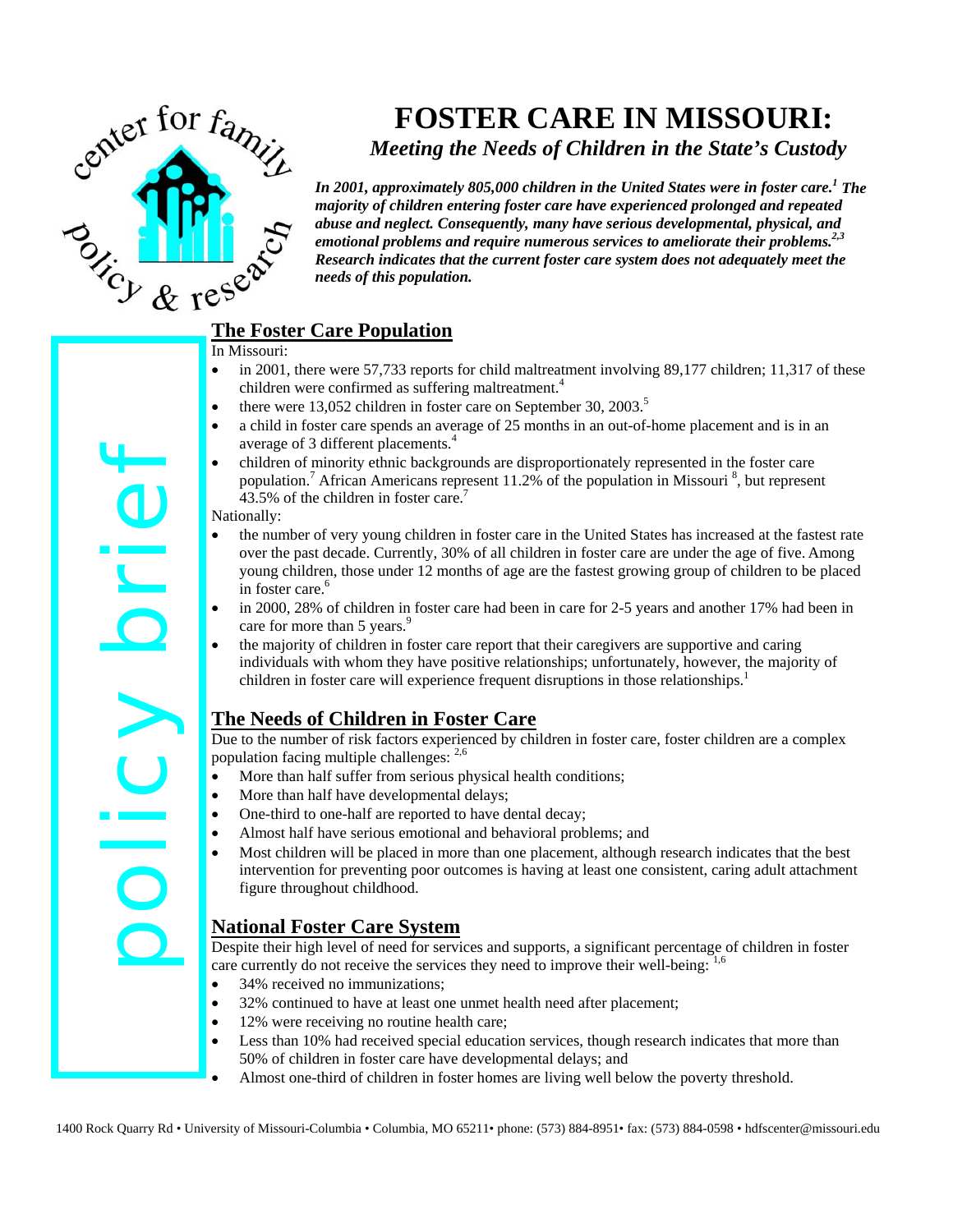# FOSTER CARE IN MISSOURI:

## *Meeting the Needs of Children in the State's Custody*

***In 2001, approximately 805,000 children in the United States were in foster care.[1] The majority of children entering foster care have experienced prolonged and repeated abuse and neglect. Consequently, many have serious developmental, physical, and emotional problems and require numerous services to ameliorate their problems.[2,3] Research indicates that the current foster care system does not adequately meet the needs of this population.***

## The Foster Care Population

In Missouri:

- in 2001, there were 57,733 reports for child maltreatment involving 89,177 children; 11,317 of these children were confirmed as suffering maltreatment.[4]
- there were 13,052 children in foster care on September 30, 2003.[5]
- a child in foster care spends an average of 25 months in an out-of-home placement and is in an average of 3 different placements.[4]
- children of minority ethnic backgrounds are disproportionately represented in the foster care population.[7] African Americans represent 11.2% of the population in Missouri [8], but represent 43.5% of the children in foster care.[7]

Nationally:

- the number of very young children in foster care in the United States has increased at the fastest rate over the past decade. Currently, 30% of all children in foster care are under the age of five. Among young children, those under 12 months of age are the fastest growing group of children to be placed in foster care.[6]
- in 2000, 28% of children in foster care had been in care for 2-5 years and another 17% had been in care for more than 5 years.[9]
- the majority of children in foster care report that their caregivers are supportive and caring individuals with whom they have positive relationships; unfortunately, however, the majority of children in foster care will experience frequent disruptions in those relationships.[1]

## The Needs of Children in Foster Care

Due to the number of risk factors experienced by children in foster care, foster children are a complex population facing multiple challenges: [2,6]

- More than half suffer from serious physical health conditions;
- More than half have developmental delays;
- One-third to one-half are reported to have dental decay;
- Almost half have serious emotional and behavioral problems; and
- Most children will be placed in more than one placement, although research indicates that the best intervention for preventing poor outcomes is having at least one consistent, caring adult attachment figure throughout childhood.

## National Foster Care System

Despite their high level of need for services and supports, a significant percentage of children in foster care currently do not receive the services they need to improve their well-being: [1,6]

- 34% received no immunizations;
- 32% continued to have at least one unmet health need after placement;
- 12% were receiving no routine health care;
- Less than 10% had received special education services, though research indicates that more than 50% of children in foster care have developmental delays; and
- Almost one-third of children in foster homes are living well below the poverty threshold.

1400 Rock Quarry Rd • University of Missouri-Columbia • Columbia, MO 65211• phone: (573) 884-8951• fax: (573) 884-0598 • hdfscenter@missouri.edu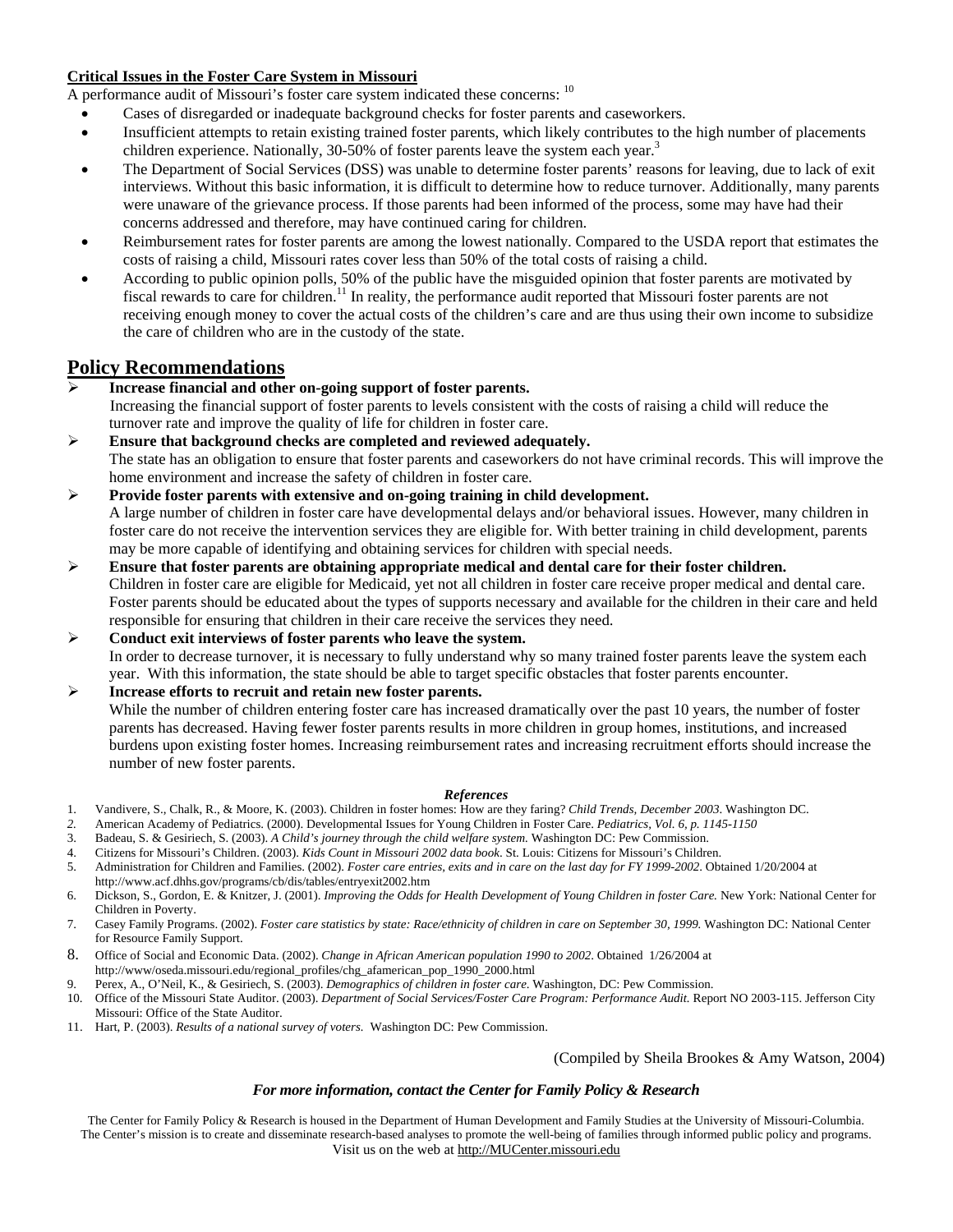**Critical Issues in the Foster Care System in Missouri**

A performance audit of Missouri's foster care system indicated these concerns: [10]

- Cases of disregarded or inadequate background checks for foster parents and caseworkers.
- Insufficient attempts to retain existing trained foster parents, which likely contributes to the high number of placements children experience. Nationally, 30-50% of foster parents leave the system each year.[3]
- The Department of Social Services (DSS) was unable to determine foster parents' reasons for leaving, due to lack of exit interviews. Without this basic information, it is difficult to determine how to reduce turnover. Additionally, many parents were unaware of the grievance process. If those parents had been informed of the process, some may have had their concerns addressed and therefore, may have continued caring for children.
- Reimbursement rates for foster parents are among the lowest nationally. Compared to the USDA report that estimates the costs of raising a child, Missouri rates cover less than 50% of the total costs of raising a child.
- According to public opinion polls, 50% of the public have the misguided opinion that foster parents are motivated by fiscal rewards to care for children.[11] In reality, the performance audit reported that Missouri foster parents are not receiving enough money to cover the actual costs of the children's care and are thus using their own income to subsidize the care of children who are in the custody of the state.

## Policy Recommendations

- **Increase financial and other on-going support of foster parents.**
  Increasing the financial support of foster parents to levels consistent with the costs of raising a child will reduce the turnover rate and improve the quality of life for children in foster care.
- **Ensure that background checks are completed and reviewed adequately.**
  The state has an obligation to ensure that foster parents and caseworkers do not have criminal records. This will improve the home environment and increase the safety of children in foster care.
- **Provide foster parents with extensive and on-going training in child development.**
  A large number of children in foster care have developmental delays and/or behavioral issues. However, many children in foster care do not receive the intervention services they are eligible for. With better training in child development, parents may be more capable of identifying and obtaining services for children with special needs.
- **Ensure that foster parents are obtaining appropriate medical and dental care for their foster children.**
  Children in foster care are eligible for Medicaid, yet not all children in foster care receive proper medical and dental care. Foster parents should be educated about the types of supports necessary and available for the children in their care and held responsible for ensuring that children in their care receive the services they need.
- **Conduct exit interviews of foster parents who leave the system.**
  In order to decrease turnover, it is necessary to fully understand why so many trained foster parents leave the system each year. With this information, the state should be able to target specific obstacles that foster parents encounter.
- **Increase efforts to recruit and retain new foster parents.**
  While the number of children entering foster care has increased dramatically over the past 10 years, the number of foster parents has decreased. Having fewer foster parents results in more children in group homes, institutions, and increased burdens upon existing foster homes. Increasing reimbursement rates and increasing recruitment efforts should increase the number of new foster parents.

***References***

1. Vandivere, S., Chalk, R., & Moore, K. (2003). Children in foster homes: How are they faring? *Child Trends, December 2003*. Washington DC.
2. American Academy of Pediatrics. (2000). Developmental Issues for Young Children in Foster Care. *Pediatrics, Vol. 6, p. 1145-1150*
3. Badeau, S. & Gesiriech, S. (2003). *A Child's journey through the child welfare system*. Washington DC: Pew Commission.
4. Citizens for Missouri's Children. (2003). *Kids Count in Missouri 2002 data book*. St. Louis: Citizens for Missouri's Children.
5. Administration for Children and Families. (2002). *Foster care entries, exits and in care on the last day for FY 1999-2002*. Obtained 1/20/2004 at http://www.acf.dhhs.gov/programs/cb/dis/tables/entryexit2002.htm
6. Dickson, S., Gordon, E. & Knitzer, J. (2001). *Improving the Odds for Health Development of Young Children in foster Care.* New York: National Center for Children in Poverty.
7. Casey Family Programs. (2002). *Foster care statistics by state: Race/ethnicity of children in care on September 30, 1999.* Washington DC: National Center for Resource Family Support.
8. Office of Social and Economic Data. (2002). *Change in African American population 1990 to 2002*. Obtained 1/26/2004 at http://www/oseda.missouri.edu/regional_profiles/chg_afamerican_pop_1990_2000.html
9. Perex, A., O'Neil, K., & Gesiriech, S. (2003). *Demographics of children in foster care*. Washington, DC: Pew Commission.
10. Office of the Missouri State Auditor. (2003). *Department of Social Services/Foster Care Program: Performance Audit.* Report NO 2003-115. Jefferson City Missouri: Office of the State Auditor.
11. Hart, P. (2003). *Results of a national survey of voters.* Washington DC: Pew Commission.

(Compiled by Sheila Brookes & Amy Watson, 2004)

***For more information, contact the Center for Family Policy & Research***

The Center for Family Policy & Research is housed in the Department of Human Development and Family Studies at the University of Missouri-Columbia. The Center's mission is to create and disseminate research-based analyses to promote the well-being of families through informed public policy and programs.
Visit us on the web at http://MUCenter.missouri.edu